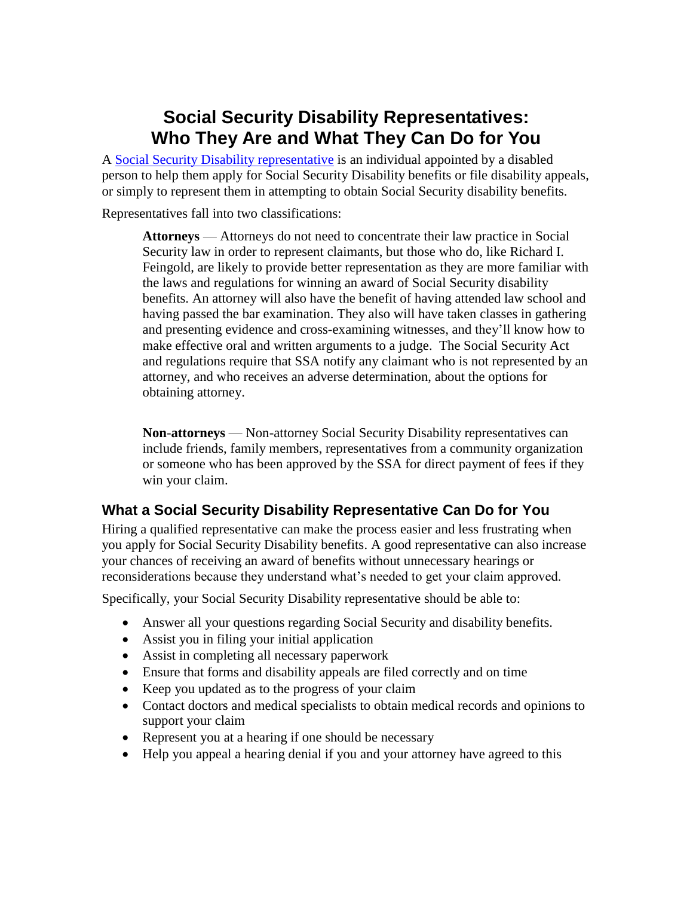# Social Security Disability Representatives: Who They Are and What They Can Do for You

A [Social Security Disability representative]() is an individual appointed by a disabled person to help them apply for Social Security Disability benefits or file disability appeals, or simply to represent them in attempting to obtain Social Security disability benefits.

Representatives fall into two classifications:

> **Attorneys** — Attorneys do not need to concentrate their law practice in Social Security law in order to represent claimants, but those who do, like Richard I. Feingold, are likely to provide better representation as they are more familiar with the laws and regulations for winning an award of Social Security disability benefits. An attorney will also have the benefit of having attended law school and having passed the bar examination. They also will have taken classes in gathering and presenting evidence and cross-examining witnesses, and they'll know how to make effective oral and written arguments to a judge. The Social Security Act and regulations require that SSA notify any claimant who is not represented by an attorney, and who receives an adverse determination, about the options for obtaining attorney.
>
> **Non-attorneys** — Non-attorney Social Security Disability representatives can include friends, family members, representatives from a community organization or someone who has been approved by the SSA for direct payment of fees if they win your claim.

## What a Social Security Disability Representative Can Do for You

Hiring a qualified representative can make the process easier and less frustrating when you apply for Social Security Disability benefits. A good representative can also increase your chances of receiving an award of benefits without unnecessary hearings or reconsiderations because they understand what's needed to get your claim approved.

Specifically, your Social Security Disability representative should be able to:

- Answer all your questions regarding Social Security and disability benefits.
- Assist you in filing your initial application
- Assist in completing all necessary paperwork
- Ensure that forms and disability appeals are filed correctly and on time
- Keep you updated as to the progress of your claim
- Contact doctors and medical specialists to obtain medical records and opinions to support your claim
- Represent you at a hearing if one should be necessary
- Help you appeal a hearing denial if you and your attorney have agreed to this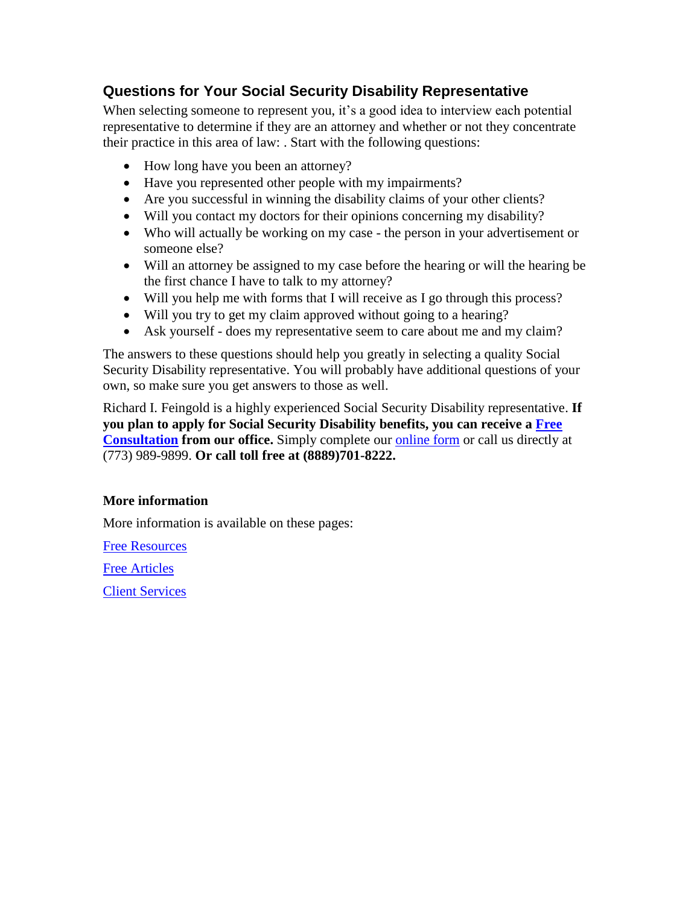## Questions for Your Social Security Disability Representative

When selecting someone to represent you, it's a good idea to interview each potential representative to determine if they are an attorney and whether or not they concentrate their practice in this area of law: . Start with the following questions:

- How long have you been an attorney?
- Have you represented other people with my impairments?
- Are you successful in winning the disability claims of your other clients?
- Will you contact my doctors for their opinions concerning my disability?
- Who will actually be working on my case - the person in your advertisement or someone else?
- Will an attorney be assigned to my case before the hearing or will the hearing be the first chance I have to talk to my attorney?
- Will you help me with forms that I will receive as I go through this process?
- Will you try to get my claim approved without going to a hearing?
- Ask yourself - does my representative seem to care about me and my claim?

The answers to these questions should help you greatly in selecting a quality Social Security Disability representative. You will probably have additional questions of your own, so make sure you get answers to those as well.

Richard I. Feingold is a highly experienced Social Security Disability representative. **If you plan to apply for Social Security Disability benefits, you can receive a Free Consultation from our office.** Simply complete our online form or call us directly at (773) 989-9899. **Or call toll free at (8889)701-8222.**

**More information**

More information is available on these pages:

Free Resources

Free Articles

Client Services